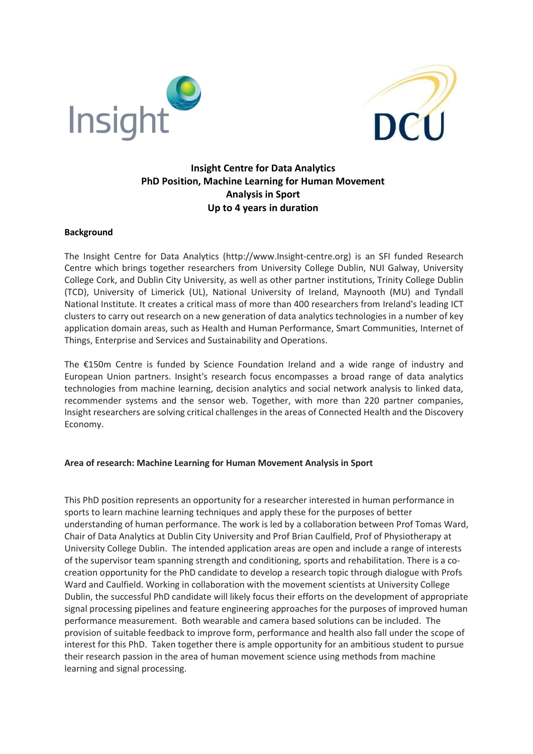# Insight Centre for Data Analytics
# PhD Position, Machine Learning for Human Movement Analysis in Sport
# Up to 4 years in duration

## Background

The Insight Centre for Data Analytics (http://www.Insight-centre.org) is an SFI funded Research Centre which brings together researchers from University College Dublin, NUI Galway, University College Cork, and Dublin City University, as well as other partner institutions, Trinity College Dublin (TCD), University of Limerick (UL), National University of Ireland, Maynooth (MU) and Tyndall National Institute. It creates a critical mass of more than 400 researchers from Ireland's leading ICT clusters to carry out research on a new generation of data analytics technologies in a number of key application domain areas, such as Health and Human Performance, Smart Communities, Internet of Things, Enterprise and Services and Sustainability and Operations.

The €150m Centre is funded by Science Foundation Ireland and a wide range of industry and European Union partners. Insight's research focus encompasses a broad range of data analytics technologies from machine learning, decision analytics and social network analysis to linked data, recommender systems and the sensor web. Together, with more than 220 partner companies, Insight researchers are solving critical challenges in the areas of Connected Health and the Discovery Economy.

## Area of research: Machine Learning for Human Movement Analysis in Sport

This PhD position represents an opportunity for a researcher interested in human performance in sports to learn machine learning techniques and apply these for the purposes of better understanding of human performance. The work is led by a collaboration between Prof Tomas Ward, Chair of Data Analytics at Dublin City University and Prof Brian Caulfield, Prof of Physiotherapy at University College Dublin. The intended application areas are open and include a range of interests of the supervisor team spanning strength and conditioning, sports and rehabilitation. There is a co-creation opportunity for the PhD candidate to develop a research topic through dialogue with Profs Ward and Caulfield. Working in collaboration with the movement scientists at University College Dublin, the successful PhD candidate will likely focus their efforts on the development of appropriate signal processing pipelines and feature engineering approaches for the purposes of improved human performance measurement. Both wearable and camera based solutions can be included. The provision of suitable feedback to improve form, performance and health also fall under the scope of interest for this PhD. Taken together there is ample opportunity for an ambitious student to pursue their research passion in the area of human movement science using methods from machine learning and signal processing.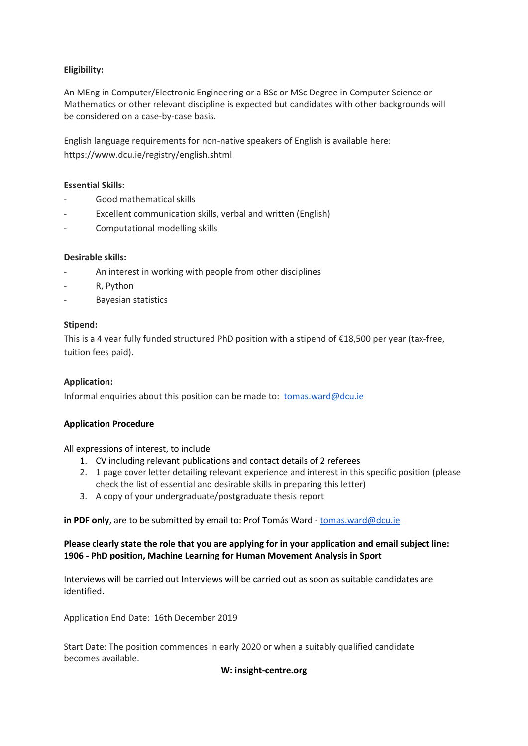**Eligibility:**

An MEng in Computer/Electronic Engineering or a BSc or MSc Degree in Computer Science or Mathematics or other relevant discipline is expected but candidates with other backgrounds will be considered on a case-by-case basis.

English language requirements for non-native speakers of English is available here: https://www.dcu.ie/registry/english.shtml

**Essential Skills:**

- Good mathematical skills
- Excellent communication skills, verbal and written (English)
- Computational modelling skills

**Desirable skills:**

- An interest in working with people from other disciplines
- R, Python
- Bayesian statistics

**Stipend:**

This is a 4 year fully funded structured PhD position with a stipend of €18,500 per year (tax-free, tuition fees paid).

**Application:**

Informal enquiries about this position can be made to: tomas.ward@dcu.ie

**Application Procedure**

All expressions of interest, to include

1. CV including relevant publications and contact details of 2 referees
2. 1 page cover letter detailing relevant experience and interest in this specific position (please check the list of essential and desirable skills in preparing this letter)
3. A copy of your undergraduate/postgraduate thesis report

**in PDF only**, are to be submitted by email to: Prof Tomás Ward - tomas.ward@dcu.ie

**Please clearly state the role that you are applying for in your application and email subject line: 1906 - PhD position, Machine Learning for Human Movement Analysis in Sport**

Interviews will be carried out Interviews will be carried out as soon as suitable candidates are identified.

Application End Date: 16th December 2019

Start Date: The position commences in early 2020 or when a suitably qualified candidate becomes available.

**W: insight-centre.org**